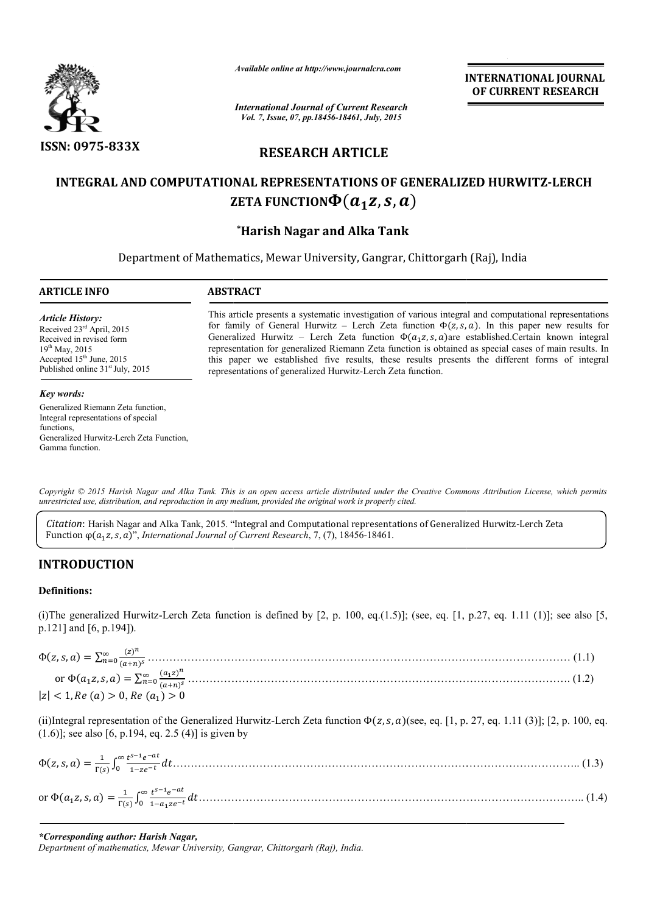Available online at http://www.journalcra.com

*International Journal of Current Research*
*Vol. 7, Issue, 07, pp.18456-18461, July, 2015*

**INTERNATIONAL JOURNAL OF CURRENT RESEARCH**

**ISSN: 0975-833X**

**RESEARCH ARTICLE**

# INTEGRAL AND COMPUTATIONAL REPRESENTATIONS OF GENERALIZED HURWITZ-LERCH ZETA FUNCTION $\Phi(a_1 z, s, a)$

**\*Harish Nagar and Alka Tank**

Department of Mathematics, Mewar University, Gangrar, Chittorgarh (Raj), India

**ARTICLE INFO**

*Article History:*
Received 23rd April, 2015
Received in revised form
19th May, 2015
Accepted 15th June, 2015
Published online 31st July, 2015

*Key words:*
Generalized Riemann Zeta function,
Integral representations of special functions,
Generalized Hurwitz-Lerch Zeta Function,
Gamma function.

**ABSTRACT**

This article presents a systematic investigation of various integral and computational representations for family of General Hurwitz – Lerch Zeta function $\Phi(z, s, a)$. In this paper new results for Generalized Hurwitz – Lerch Zeta function $\Phi(a_1 z, s, a)$are established.Certain known integral representation for generalized Riemann Zeta function is obtained as special cases of main results. In this paper we established five results, these results presents the different forms of integral representations of generalized Hurwitz-Lerch Zeta function.

*Copyright © 2015 Harish Nagar and Alka Tank. This is an open access article distributed under the Creative Commons Attribution License, which permits unrestricted use, distribution, and reproduction in any medium, provided the original work is properly cited.*

*Citation*: Harish Nagar and Alka Tank, 2015. "Integral and Computational representations of Generalized Hurwitz-Lerch Zeta Function $\varphi(a_1 z, s, a)$", *International Journal of Current Research*, 7, (7), 18456-18461.

## INTRODUCTION

**Definitions:**

(i)The generalized Hurwitz-Lerch Zeta function is defined by [2, p. 100, eq.(1.5)]; (see, eq. [1, p.27, eq. 1.11 (1)]; see also [5, p.121] and [6, p.194]).

$$\Phi(z, s, a) = \sum_{n=0}^{\infty} \frac{(z)^n}{(a+n)^s} \quad \ldots (1.1)$$

$$\text{or } \Phi(a_1 z, s, a) = \sum_{n=0}^{\infty} \frac{(a_1 z)^n}{(a+n)^s} \quad \ldots (1.2)$$

$|z| < 1, Re\,(a) > 0, Re\,(a_1) > 0$

(ii)Integral representation of the Generalized Hurwitz-Lerch Zeta function $\Phi(z, s, a)$(see, eq. [1, p. 27, eq. 1.11 (3)]; [2, p. 100, eq. (1.6)]; see also [6, p.194, eq. 2.5 (4)] is given by

$$\Phi(z, s, a) = \frac{1}{\Gamma(s)} \int_0^{\infty} \frac{t^{s-1} e^{-at}}{1 - z e^{-t}} dt \quad \ldots (1.3)$$

$$\text{or } \Phi(a_1 z, s, a) = \frac{1}{\Gamma(s)} \int_0^{\infty} \frac{t^{s-1} e^{-at}}{1 - a_1 z e^{-t}} dt \quad \ldots (1.4)$$

*\*Corresponding author: Harish Nagar,*
*Department of mathematics, Mewar University, Gangrar, Chittorgarh (Raj), India.*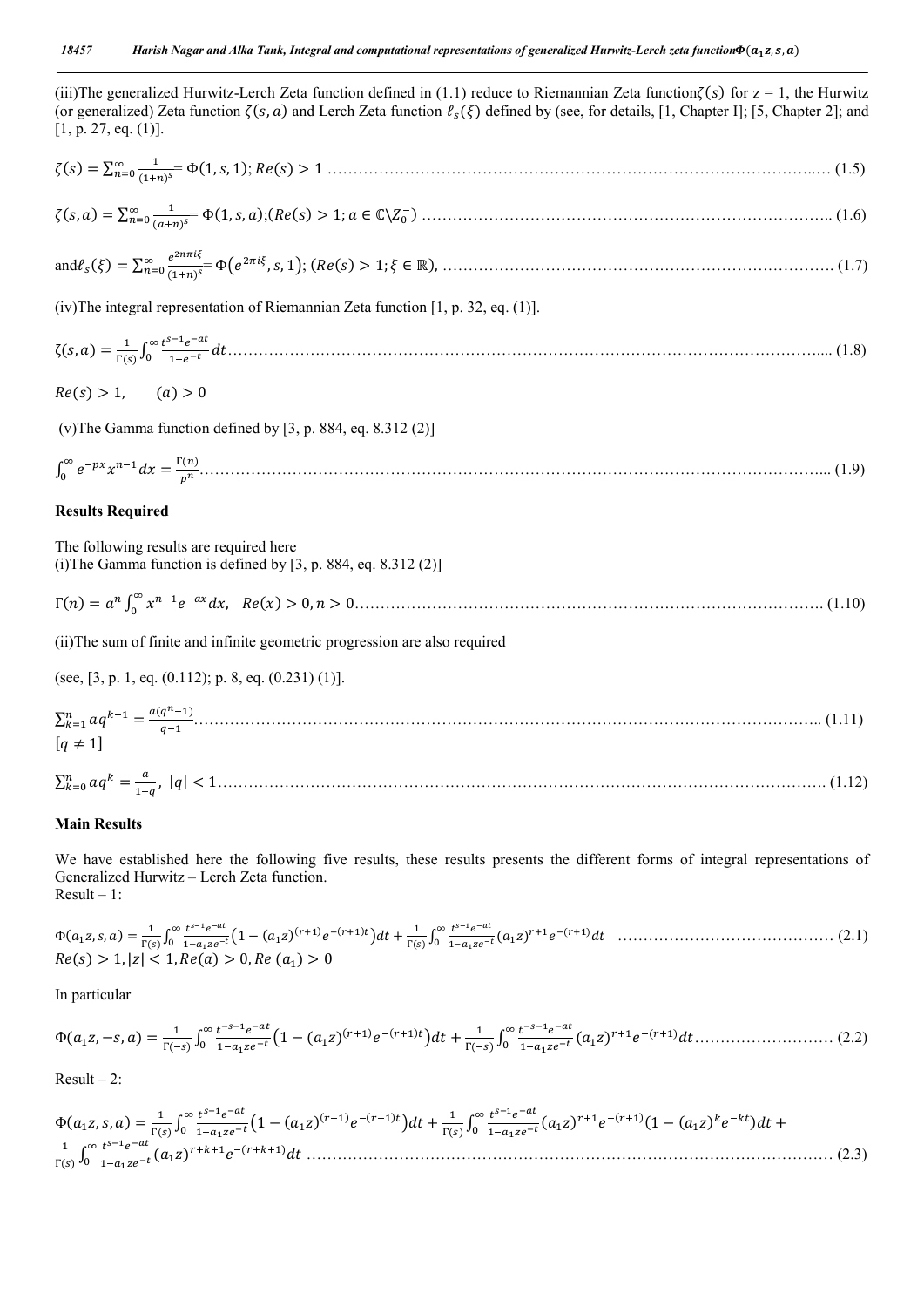(iii)The generalized Hurwitz-Lerch Zeta function defined in (1.1) reduce to Riemannian Zeta function $\zeta(s)$ for z = 1, the Hurwitz (or generalized) Zeta function $\zeta(s,a)$ and Lerch Zeta function $\ell_s(\xi)$ defined by (see, for details, [1, Chapter I]; [5, Chapter 2]; and [1, p. 27, eq. (1)].

$$\zeta(s) = \sum_{n=0}^{\infty} \frac{1}{(1+n)^s} = \Phi(1,s,1); Re(s) > 1 \quad \ldots\ldots (1.5)$$

$$\zeta(s,a) = \sum_{n=0}^{\infty} \frac{1}{(a+n)^s} = \Phi(1,s,a); (Re(s) > 1; a \in \mathbb{C}\backslash Z_0^-) \quad \ldots\ldots (1.6)$$

$$\text{and} \ell_s(\xi) = \sum_{n=0}^{\infty} \frac{e^{2n\pi i\xi}}{(1+n)^s} = \Phi\left(e^{2\pi i\xi}, s, 1\right); (Re(s) > 1; \xi \in \mathbb{R}), \quad \ldots\ldots (1.7)$$

(iv)The integral representation of Riemannian Zeta function [1, p. 32, eq. (1)].

$$\zeta(s,a) = \frac{1}{\Gamma(s)} \int_0^{\infty} \frac{t^{s-1}e^{-at}}{1-e^{-t}} dt \quad \ldots\ldots (1.8)$$

$Re(s) > 1, \quad (a) > 0$

(v)The Gamma function defined by [3, p. 884, eq. 8.312 (2)]

$$\int_0^{\infty} e^{-px} x^{n-1} dx = \frac{\Gamma(n)}{p^n} \quad \ldots\ldots (1.9)$$

**Results Required**

The following results are required here

(i)The Gamma function is defined by [3, p. 884, eq. 8.312 (2)]

$$\Gamma(n) = a^n \int_0^{\infty} x^{n-1} e^{-ax} dx, \quad Re(x) > 0, n > 0 \quad \ldots\ldots (1.10)$$

(ii)The sum of finite and infinite geometric progression are also required

(see, [3, p. 1, eq. (0.112); p. 8, eq. (0.231) (1)].

$$\sum_{k=1}^{n} aq^{k-1} = \frac{a(q^n - 1)}{q-1} \quad \ldots\ldots (1.11)$$
$[q \neq 1]$

$$\sum_{k=0}^{n} aq^k = \frac{a}{1-q}, \ |q| < 1 \quad \ldots\ldots (1.12)$$

**Main Results**

We have established here the following five results, these results presents the different forms of integral representations of Generalized Hurwitz – Lerch Zeta function.

Result – 1:

$$\Phi(a_1 z, s, a) = \frac{1}{\Gamma(s)} \int_0^{\infty} \frac{t^{s-1}e^{-at}}{1-a_1 ze^{-t}} \left(1 - (a_1 z)^{(r+1)} e^{-(r+1)t}\right) dt + \frac{1}{\Gamma(s)} \int_0^{\infty} \frac{t^{s-1}e^{-at}}{1-a_1 ze^{-t}} (a_1 z)^{r+1} e^{-(r+1)} dt \quad \ldots\ldots (2.1)$$
$Re(s) > 1, |z| < 1, Re(a) > 0, Re\ (a_1) > 0$

In particular

$$\Phi(a_1 z, -s, a) = \frac{1}{\Gamma(-s)} \int_0^{\infty} \frac{t^{-s-1}e^{-at}}{1-a_1 ze^{-t}} \left(1 - (a_1 z)^{(r+1)} e^{-(r+1)t}\right) dt + \frac{1}{\Gamma(-s)} \int_0^{\infty} \frac{t^{-s-1}e^{-at}}{1-a_1 ze^{-t}} (a_1 z)^{r+1} e^{-(r+1)} dt \quad \ldots\ldots (2.2)$$

Result – 2:

$$\Phi(a_1 z, s, a) = \frac{1}{\Gamma(s)} \int_0^{\infty} \frac{t^{s-1}e^{-at}}{1-a_1 ze^{-t}} \left(1 - (a_1 z)^{(r+1)} e^{-(r+1)t}\right) dt + \frac{1}{\Gamma(s)} \int_0^{\infty} \frac{t^{s-1}e^{-at}}{1-a_1 ze^{-t}} (a_1 z)^{r+1} e^{-(r+1)} \left(1 - (a_1 z)^k e^{-kt}\right) dt + \frac{1}{\Gamma(s)} \int_0^{\infty} \frac{t^{s-1}e^{-at}}{1-a_1 ze^{-t}} (a_1 z)^{r+k+1} e^{-(r+k+1)} dt \quad \ldots\ldots (2.3)$$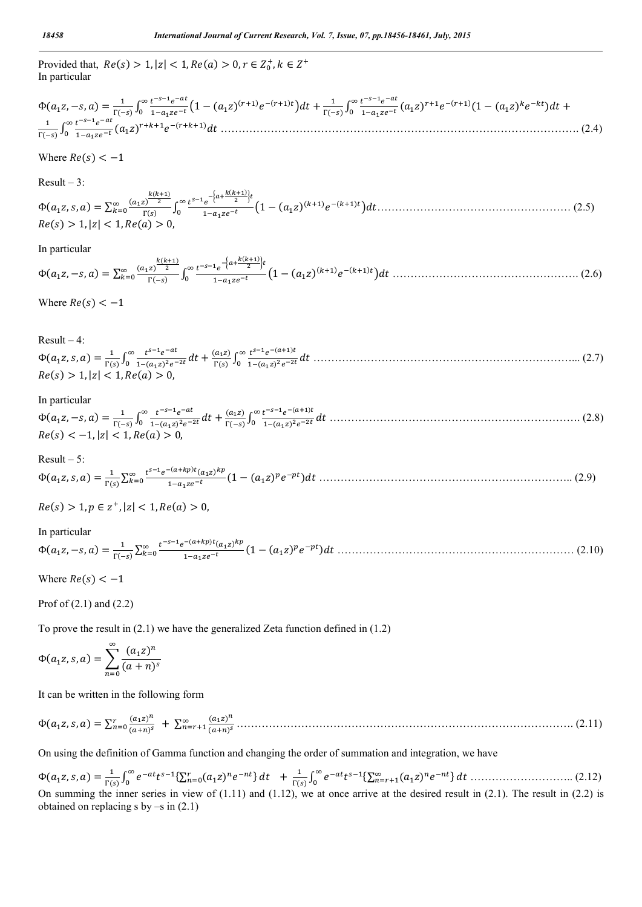Provided that, $Re(s) > 1, |z| < 1, Re(a) > 0, r \in Z_0^+, k \in Z^+$

In particular

$$\Phi(a_1 z, -s, a) = \frac{1}{\Gamma(-s)} \int_0^\infty \frac{t^{-s-1} e^{-at}}{1 - a_1 z e^{-t}} \left(1 - (a_1 z)^{(r+1)} e^{-(r+1)t}\right) dt + \frac{1}{\Gamma(-s)} \int_0^\infty \frac{t^{-s-1} e^{-at}}{1 - a_1 z e^{-t}} (a_1 z)^{r+1} e^{-(r+1)} (1 - (a_1 z)^k e^{-kt}) dt + \frac{1}{\Gamma(-s)} \int_0^\infty \frac{t^{-s-1} e^{-at}}{1 - a_1 z e^{-t}} (a_1 z)^{r+k+1} e^{-(r+k+1)} dt \quad \ldots (2.4)$$

Where $Re(s) < -1$

Result – 3:

$$\Phi(a_1 z, s, a) = \sum_{k=0}^\infty \frac{(a_1 z)^{\frac{k(k+1)}{2}}}{\Gamma(s)} \int_0^\infty \frac{t^{s-1} e^{-\left\{a + \frac{k(k+1)}{2}\right\}t}}{1 - a_1 z e^{-t}} \left(1 - (a_1 z)^{(k+1)} e^{-(k+1)t}\right) dt \quad \ldots (2.5)$$

$Re(s) > 1, |z| < 1, Re(a) > 0,$

In particular

$$\Phi(a_1 z, -s, a) = \sum_{k=0}^\infty \frac{(a_1 z)^{\frac{k(k+1)}{2}}}{\Gamma(-s)} \int_0^\infty \frac{t^{-s-1} e^{-\left\{a + \frac{k(k+1)}{2}\right\}t}}{1 - a_1 z e^{-t}} \left(1 - (a_1 z)^{(k+1)} e^{-(k+1)t}\right) dt \quad \ldots (2.6)$$

Where $Re(s) < -1$

Result – 4:

$$\Phi(a_1 z, s, a) = \frac{1}{\Gamma(s)} \int_0^\infty \frac{t^{s-1} e^{-at}}{1 - (a_1 z)^2 e^{-2t}} dt + \frac{(a_1 z)}{\Gamma(s)} \int_0^\infty \frac{t^{s-1} e^{-(a+1)t}}{1 - (a_1 z)^2 e^{-2t}} dt \quad \ldots (2.7)$$

$Re(s) > 1, |z| < 1, Re(a) > 0,$

In particular

$$\Phi(a_1 z, -s, a) = \frac{1}{\Gamma(-s)} \int_0^\infty \frac{t^{-s-1} e^{-at}}{1 - (a_1 z)^2 e^{-2t}} dt + \frac{(a_1 z)}{\Gamma(-s)} \int_0^\infty \frac{t^{-s-1} e^{-(a+1)t}}{1 - (a_1 z)^2 e^{-2t}} dt \quad \ldots (2.8)$$

$Re(s) < -1, |z| < 1, Re(a) > 0,$

Result – 5:

$$\Phi(a_1 z, s, a) = \frac{1}{\Gamma(s)} \sum_{k=0}^\infty \frac{t^{s-1} e^{-(a+kp)t} (a_1 z)^{kp}}{1 - a_1 z e^{-t}} (1 - (a_1 z)^p e^{-pt}) dt \quad \ldots (2.9)$$

$Re(s) > 1, p \in z^+, |z| < 1, Re(a) > 0,$

In particular

$$\Phi(a_1 z, -s, a) = \frac{1}{\Gamma(-s)} \sum_{k=0}^\infty \frac{t^{-s-1} e^{-(a+kp)t} (a_1 z)^{kp}}{1 - a_1 z e^{-t}} (1 - (a_1 z)^p e^{-pt}) dt \quad \ldots (2.10)$$

Where $Re(s) < -1$

Prof of (2.1) and (2.2)

To prove the result in (2.1) we have the generalized Zeta function defined in (1.2)

$$\Phi(a_1 z, s, a) = \sum_{n=0}^\infty \frac{(a_1 z)^n}{(a+n)^s}$$

It can be written in the following form

$$\Phi(a_1 z, s, a) = \sum_{n=0}^r \frac{(a_1 z)^n}{(a+n)^s} + \sum_{n=r+1}^\infty \frac{(a_1 z)^n}{(a+n)^s} \quad \ldots (2.11)$$

On using the definition of Gamma function and changing the order of summation and integration, we have

$$\Phi(a_1 z, s, a) = \frac{1}{\Gamma(s)} \int_0^\infty e^{-at} t^{s-1} \{\textstyle\sum_{n=0}^r (a_1 z)^n e^{-nt}\} dt + \frac{1}{\Gamma(s)} \int_0^\infty e^{-at} t^{s-1} \{\textstyle\sum_{n=r+1}^\infty (a_1 z)^n e^{-nt}\} dt \quad \ldots (2.12)$$

On summing the inner series in view of (1.11) and (1.12), we at once arrive at the desired result in (2.1). The result in (2.2) is obtained on replacing s by –s in (2.1)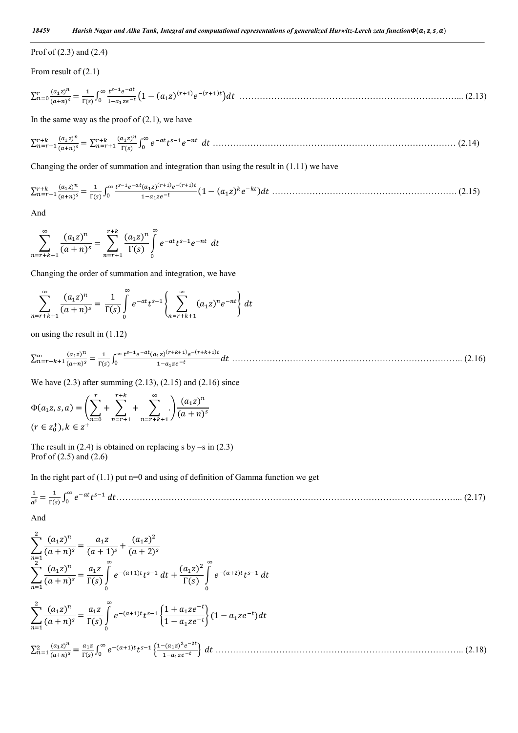Prof of (2.3) and (2.4)

From result of (2.1)

$$\sum_{n=0}^{r}\frac{(a_1 z)^n}{(a+n)^s}=\frac{1}{\Gamma(s)}\int_0^\infty \frac{t^{s-1}e^{-at}}{1-a_1 z e^{-t}}\left(1-(a_1 z)^{(r+1)}e^{-(r+1)t}\right)dt \quad \text{.......... (2.13)}$$

In the same way as the proof of (2.1), we have

$$\sum_{n=r+1}^{r+k}\frac{(a_1 z)^n}{(a+n)^s}=\sum_{n=r+1}^{r+k}\frac{(a_1 z)^n}{\Gamma(s)}\int_0^\infty e^{-at}t^{s-1}e^{-nt}\ dt \quad \text{.......... (2.14)}$$

Changing the order of summation and integration than using the result in (1.11) we have

$$\sum_{n=r+1}^{r+k}\frac{(a_1 z)^n}{(a+n)^s}=\frac{1}{\Gamma(s)}\int_0^\infty \frac{t^{s-1}e^{-at}(a_1 z)^{(r+1)}e^{-(r+1)t}}{1-a_1 z e^{-t}}\left(1-(a_1 z)^k e^{-kt}\right)dt \quad \text{.......... (2.15)}$$

And

$$\sum_{n=r+k+1}^{\infty}\frac{(a_1 z)^n}{(a+n)^s}=\sum_{n=r+1}^{r+k}\frac{(a_1 z)^n}{\Gamma(s)}\int_0^\infty e^{-at}t^{s-1}e^{-nt}\ dt$$

Changing the order of summation and integration, we have

$$\sum_{n=r+k+1}^{\infty}\frac{(a_1 z)^n}{(a+n)^s}=\frac{1}{\Gamma(s)}\int_0^\infty e^{-at}t^{s-1}\left\{\sum_{n=r+k+1}^{\infty}(a_1 z)^n e^{-nt}\right\}dt$$

on using the result in (1.12)

$$\sum_{n=r+k+1}^{\infty}\frac{(a_1 z)^n}{(a+n)^s}=\frac{1}{\Gamma(s)}\int_0^\infty \frac{t^{s-1}e^{-at}(a_1 z)^{(r+k+1)}e^{-(r+k+1)t}}{1-a_1 z e^{-t}}dt \quad \text{.......... (2.16)}$$

We have (2.3) after summing (2.13), (2.15) and (2.16) since

$$\Phi(a_1 z,s,a)=\left(\sum_{n=0}^{r}+\sum_{n=r+1}^{r+k}+\sum_{n=r+k+1}^{\infty}.\right)\frac{(a_1 z)^n}{(a+n)^s}$$
$(r\in z_0^+), k\in z^+$

The result in (2.4) is obtained on replacing s by –s in (2.3)

Prof of (2.5) and (2.6)

In the right part of (1.1) put n=0 and using of definition of Gamma function we get

$$\frac{1}{a^s}=\frac{1}{\Gamma(s)}\int_0^\infty e^{-at}t^{s-1}\ dt \quad \text{.......... (2.17)}$$

And

$$\sum_{n=1}^{2}\frac{(a_1 z)^n}{(a+n)^s}=\frac{a_1 z}{(a+1)^s}+\frac{(a_1 z)^2}{(a+2)^s}$$

$$\sum_{n=1}^{2}\frac{(a_1 z)^n}{(a+n)^s}=\frac{a_1 z}{\Gamma(s)}\int_0^\infty e^{-(a+1)t}t^{s-1}\ dt+\frac{(a_1 z)^2}{\Gamma(s)}\int_0^\infty e^{-(a+2)t}t^{s-1}\ dt$$

$$\sum_{n=1}^{2}\frac{(a_1 z)^n}{(a+n)^s}=\frac{a_1 z}{\Gamma(s)}\int_0^\infty e^{-(a+1)t}t^{s-1}\left\{\frac{1+a_1 z e^{-t}}{1-a_1 z e^{-t}}\right\}(1-a_1 z e^{-t})dt$$

$$\sum_{n=1}^{2}\frac{(a_1 z)^n}{(a+n)^s}=\frac{a_1 z}{\Gamma(s)}\int_0^\infty e^{-(a+1)t}t^{s-1}\left\{\frac{1-(a_1 z)^2 e^{-2t}}{1-a_1 z e^{-t}}\right\}\ dt \quad \text{.......... (2.18)}$$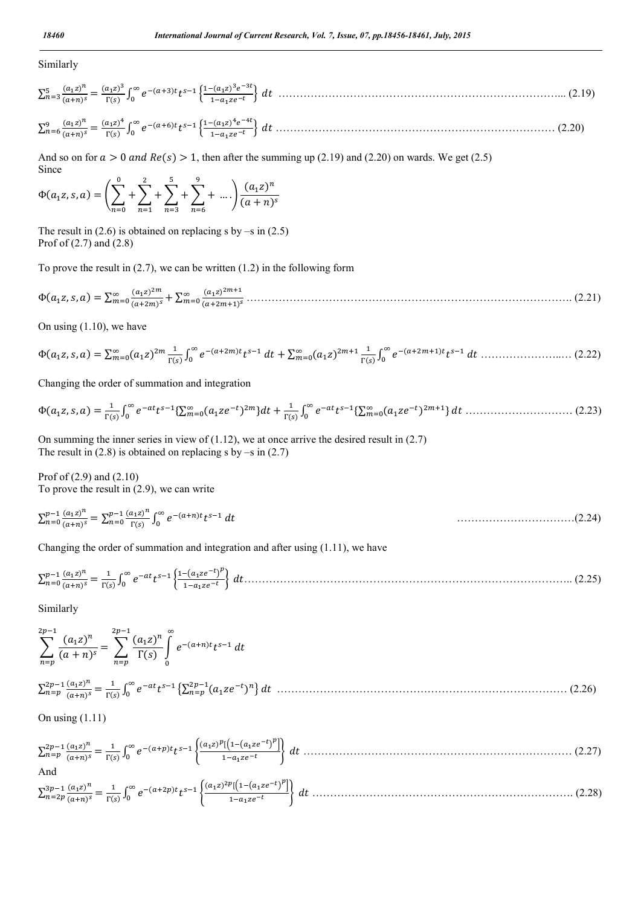Similarly

$$\sum_{n=3}^{5}\frac{(a_1z)^n}{(a+n)^s}=\frac{(a_1z)^3}{\Gamma(s)}\int_0^\infty e^{-(a+3)t}t^{s-1}\left\{\frac{1-(a_1z)^3e^{-3t}}{1-a_1ze^{-t}}\right\}dt \quad \text{(2.19)}$$

$$\sum_{n=6}^{9}\frac{(a_1z)^n}{(a+n)^s}=\frac{(a_1z)^4}{\Gamma(s)}\int_0^\infty e^{-(a+6)t}t^{s-1}\left\{\frac{1-(a_1z)^4e^{-4t}}{1-a_1ze^{-t}}\right\}dt \quad \text{(2.20)}$$

And so on for $a>0$ *and* $Re(s)>1$, then after the summing up (2.19) and (2.20) on wards. We get (2.5)
Since

$$\Phi(a_1z,s,a)=\left(\sum_{n=0}^{0}+\sum_{n=1}^{2}+\sum_{n=3}^{5}+\sum_{n=6}^{9}+\ \ldots\right)\frac{(a_1z)^n}{(a+n)^s}$$

The result in (2.6) is obtained on replacing s by –s in (2.5)
Prof of (2.7) and (2.8)

To prove the result in (2.7), we can be written (1.2) in the following form

$$\Phi(a_1z,s,a)=\sum_{m=0}^{\infty}\frac{(a_1z)^{2m}}{(a+2m)^s}+\sum_{m=0}^{\infty}\frac{(a_1z)^{2m+1}}{(a+2m+1)^s} \quad \text{(2.21)}$$

On using (1.10), we have

$$\Phi(a_1z,s,a)=\sum_{m=0}^{\infty}(a_1z)^{2m}\frac{1}{\Gamma(s)}\int_0^\infty e^{-(a+2m)t}t^{s-1}\,dt+\sum_{m=0}^{\infty}(a_1z)^{2m+1}\frac{1}{\Gamma(s)}\int_0^\infty e^{-(a+2m+1)t}t^{s-1}\,dt \quad \text{(2.22)}$$

Changing the order of summation and integration

$$\Phi(a_1z,s,a)=\frac{1}{\Gamma(s)}\int_0^\infty e^{-at}t^{s-1}\{\textstyle\sum_{m=0}^{\infty}(a_1ze^{-t})^{2m}\}dt+\frac{1}{\Gamma(s)}\int_0^\infty e^{-at}t^{s-1}\{\textstyle\sum_{m=0}^{\infty}(a_1ze^{-t})^{2m+1}\}\,dt \quad \text{(2.23)}$$

On summing the inner series in view of (1.12), we at once arrive the desired result in (2.7)
The result in (2.8) is obtained on replacing s by –s in (2.7)

Prof of (2.9) and (2.10)
To prove the result in (2.9), we can write

$$\sum_{n=0}^{p-1}\frac{(a_1z)^n}{(a+n)^s}=\sum_{n=0}^{p-1}\frac{(a_1z)^n}{\Gamma(s)}\int_0^\infty e^{-(a+n)t}t^{s-1}\,dt \quad \text{(2.24)}$$

Changing the order of summation and integration and after using (1.11), we have

$$\sum_{n=0}^{p-1}\frac{(a_1z)^n}{(a+n)^s}=\frac{1}{\Gamma(s)}\int_0^\infty e^{-at}t^{s-1}\left\{\frac{1-(a_1ze^{-t})^p}{1-a_1ze^{-t}}\right\}dt \quad \text{(2.25)}$$

Similarly

$$\sum_{n=p}^{2p-1}\frac{(a_1z)^n}{(a+n)^s}=\sum_{n=p}^{2p-1}\frac{(a_1z)^n}{\Gamma(s)}\int_0^\infty e^{-(a+n)t}t^{s-1}\,dt$$

$$\sum_{n=p}^{2p-1}\frac{(a_1z)^n}{(a+n)^s}=\frac{1}{\Gamma(s)}\int_0^\infty e^{-at}t^{s-1}\left\{\textstyle\sum_{n=p}^{2p-1}(a_1ze^{-t})^n\right\}dt \quad \text{(2.26)}$$

On using (1.11)

$$\sum_{n=p}^{2p-1}\frac{(a_1z)^n}{(a+n)^s}=\frac{1}{\Gamma(s)}\int_0^\infty e^{-(a+p)t}t^{s-1}\left\{\frac{(a_1z)^p\left[\left(1-(a_1ze^{-t})^p\right]\right.}{1-a_1ze^{-t}}\right\}dt \quad \text{(2.27)}$$

And

$$\sum_{n=2p}^{3p-1}\frac{(a_1z)^n}{(a+n)^s}=\frac{1}{\Gamma(s)}\int_0^\infty e^{-(a+2p)t}t^{s-1}\left\{\frac{(a_1z)^{2p}\left[\left(1-(a_1ze^{-t})^p\right]\right.}{1-a_1ze^{-t}}\right\}dt \quad \text{(2.28)}$$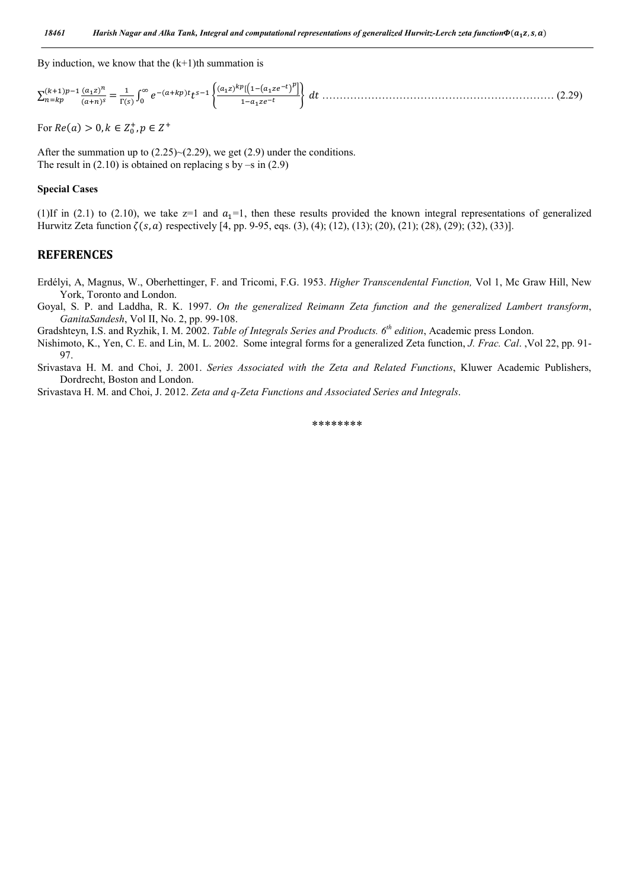By induction, we know that the (k+1)th summation is

$$\sum_{n=kp}^{(k+1)p-1} \frac{(a_1 z)^n}{(a+n)^s} = \frac{1}{\Gamma(s)} \int_0^\infty e^{-(a+kp)t} t^{s-1} \left\{ \frac{(a_1 z)^{kp} \left[ \left(1-(a_1 z e^{-t})^p \right) \right]}{1 - a_1 z e^{-t}} \right\} dt \quad \text{..........} \quad (2.29)$$

For $Re(a) > 0, k \in Z_0^+, p \in Z^+$

After the summation up to (2.25)~(2.29), we get (2.9) under the conditions.
The result in (2.10) is obtained on replacing s by –s in (2.9)

**Special Cases**

(1)If in (2.1) to (2.10), we take z=1 and $a_1$=1, then these results provided the known integral representations of generalized Hurwitz Zeta function $\zeta(s, a)$ respectively [4, pp. 9-95, eqs. (3), (4); (12), (13); (20), (21); (28), (29); (32), (33)].

## REFERENCES

Erdélyi, A, Magnus, W., Oberhettinger, F. and Tricomi, F.G. 1953. *Higher Transcendental Function,* Vol 1, Mc Graw Hill, New York, Toronto and London.

Goyal, S. P. and Laddha, R. K. 1997. *On the generalized Reimann Zeta function and the generalized Lambert transform*, *GanitaSandesh*, Vol II, No. 2, pp. 99-108.

Gradshteyn, I.S. and Ryzhik, I. M. 2002. *Table of Integrals Series and Products. 6th edition*, Academic press London.

Nishimoto, K., Yen, C. E. and Lin, M. L. 2002. Some integral forms for a generalized Zeta function, *J. Frac. Cal*. ,Vol 22, pp. 91-97.

Srivastava H. M. and Choi, J. 2001. *Series Associated with the Zeta and Related Functions*, Kluwer Academic Publishers, Dordrecht, Boston and London.

Srivastava H. M. and Choi, J. 2012. *Zeta and q-Zeta Functions and Associated Series and Integrals*.

********